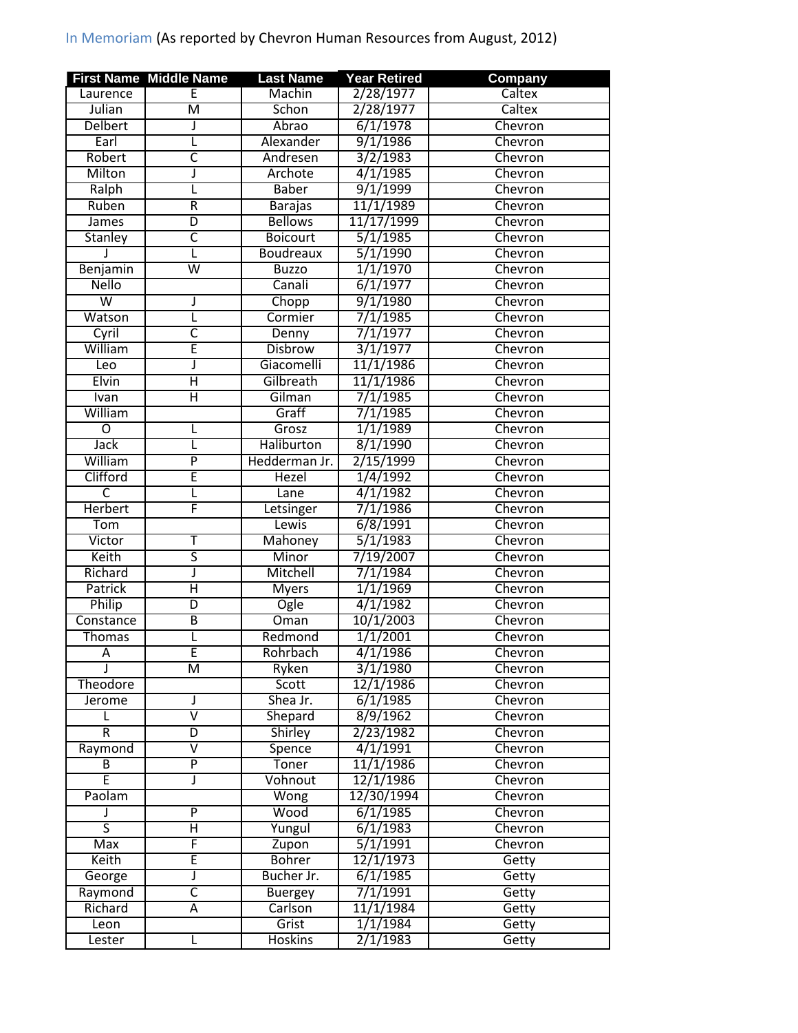In Memoriam (As reported by Chevron Human Resources from August, 2012)

| First Name | Middle Name | Last Name | Year Retired | Company |
|---|---|---|---|---|
| Laurence | E | Machin | 2/28/1977 | Caltex |
| Julian | M | Schon | 2/28/1977 | Caltex |
| Delbert | J | Abrao | 6/1/1978 | Chevron |
| Earl | L | Alexander | 9/1/1986 | Chevron |
| Robert | C | Andresen | 3/2/1983 | Chevron |
| Milton | J | Archote | 4/1/1985 | Chevron |
| Ralph | L | Baber | 9/1/1999 | Chevron |
| Ruben | R | Barajas | 11/1/1989 | Chevron |
| James | D | Bellows | 11/17/1999 | Chevron |
| Stanley | C | Boicourt | 5/1/1985 | Chevron |
| J | L | Boudreaux | 5/1/1990 | Chevron |
| Benjamin | W | Buzzo | 1/1/1970 | Chevron |
| Nello | | Canali | 6/1/1977 | Chevron |
| W | J | Chopp | 9/1/1980 | Chevron |
| Watson | L | Cormier | 7/1/1985 | Chevron |
| Cyril | C | Denny | 7/1/1977 | Chevron |
| William | E | Disbrow | 3/1/1977 | Chevron |
| Leo | J | Giacomelli | 11/1/1986 | Chevron |
| Elvin | H | Gilbreath | 11/1/1986 | Chevron |
| Ivan | H | Gilman | 7/1/1985 | Chevron |
| William | | Graff | 7/1/1985 | Chevron |
| O | L | Grosz | 1/1/1989 | Chevron |
| Jack | L | Haliburton | 8/1/1990 | Chevron |
| William | P | Hedderman Jr. | 2/15/1999 | Chevron |
| Clifford | E | Hezel | 1/4/1992 | Chevron |
| C | L | Lane | 4/1/1982 | Chevron |
| Herbert | F | Letsinger | 7/1/1986 | Chevron |
| Tom | | Lewis | 6/8/1991 | Chevron |
| Victor | T | Mahoney | 5/1/1983 | Chevron |
| Keith | S | Minor | 7/19/2007 | Chevron |
| Richard | J | Mitchell | 7/1/1984 | Chevron |
| Patrick | H | Myers | 1/1/1969 | Chevron |
| Philip | D | Ogle | 4/1/1982 | Chevron |
| Constance | B | Oman | 10/1/2003 | Chevron |
| Thomas | L | Redmond | 1/1/2001 | Chevron |
| A | E | Rohrbach | 4/1/1986 | Chevron |
| J | M | Ryken | 3/1/1980 | Chevron |
| Theodore | | Scott | 12/1/1986 | Chevron |
| Jerome | J | Shea Jr. | 6/1/1985 | Chevron |
| L | V | Shepard | 8/9/1962 | Chevron |
| R | D | Shirley | 2/23/1982 | Chevron |
| Raymond | V | Spence | 4/1/1991 | Chevron |
| B | P | Toner | 11/1/1986 | Chevron |
| E | J | Vohnout | 12/1/1986 | Chevron |
| Paolam | | Wong | 12/30/1994 | Chevron |
| J | P | Wood | 6/1/1985 | Chevron |
| S | H | Yungul | 6/1/1983 | Chevron |
| Max | F | Zupon | 5/1/1991 | Chevron |
| Keith | E | Bohrer | 12/1/1973 | Getty |
| George | J | Bucher Jr. | 6/1/1985 | Getty |
| Raymond | C | Buergey | 7/1/1991 | Getty |
| Richard | A | Carlson | 11/1/1984 | Getty |
| Leon | | Grist | 1/1/1984 | Getty |
| Lester | L | Hoskins | 2/1/1983 | Getty |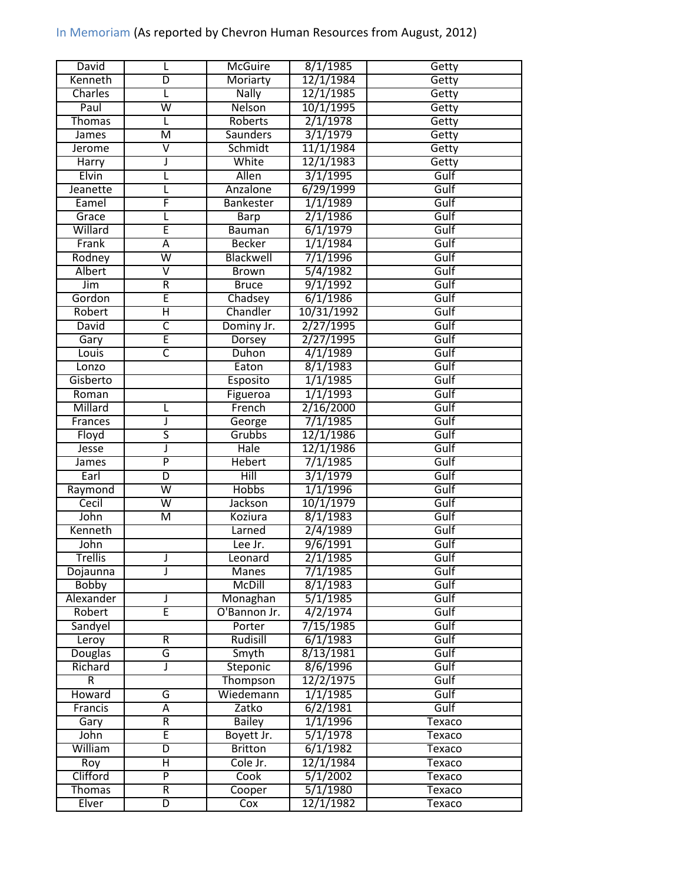In Memoriam (As reported by Chevron Human Resources from August, 2012)

| David | L | McGuire | 8/1/1985 | Getty |
|---|---|---|---|---|
| Kenneth | D | Moriarty | 12/1/1984 | Getty |
| Charles | L | Nally | 12/1/1985 | Getty |
| Paul | W | Nelson | 10/1/1995 | Getty |
| Thomas | L | Roberts | 2/1/1978 | Getty |
| James | M | Saunders | 3/1/1979 | Getty |
| Jerome | V | Schmidt | 11/1/1984 | Getty |
| Harry | J | White | 12/1/1983 | Getty |
| Elvin | L | Allen | 3/1/1995 | Gulf |
| Jeanette | L | Anzalone | 6/29/1999 | Gulf |
| Eamel | F | Bankester | 1/1/1989 | Gulf |
| Grace | L | Barp | 2/1/1986 | Gulf |
| Willard | E | Bauman | 6/1/1979 | Gulf |
| Frank | A | Becker | 1/1/1984 | Gulf |
| Rodney | W | Blackwell | 7/1/1996 | Gulf |
| Albert | V | Brown | 5/4/1982 | Gulf |
| Jim | R | Bruce | 9/1/1992 | Gulf |
| Gordon | E | Chadsey | 6/1/1986 | Gulf |
| Robert | H | Chandler | 10/31/1992 | Gulf |
| David | C | Dominy Jr. | 2/27/1995 | Gulf |
| Gary | E | Dorsey | 2/27/1995 | Gulf |
| Louis | C | Duhon | 4/1/1989 | Gulf |
| Lonzo | | Eaton | 8/1/1983 | Gulf |
| Gisberto | | Esposito | 1/1/1985 | Gulf |
| Roman | | Figueroa | 1/1/1993 | Gulf |
| Millard | L | French | 2/16/2000 | Gulf |
| Frances | J | George | 7/1/1985 | Gulf |
| Floyd | S | Grubbs | 12/1/1986 | Gulf |
| Jesse | J | Hale | 12/1/1986 | Gulf |
| James | P | Hebert | 7/1/1985 | Gulf |
| Earl | D | Hill | 3/1/1979 | Gulf |
| Raymond | W | Hobbs | 1/1/1996 | Gulf |
| Cecil | W | Jackson | 10/1/1979 | Gulf |
| John | M | Koziura | 8/1/1983 | Gulf |
| Kenneth | | Larned | 2/4/1989 | Gulf |
| John | | Lee Jr. | 9/6/1991 | Gulf |
| Trellis | J | Leonard | 2/1/1985 | Gulf |
| Dojaunna | J | Manes | 7/1/1985 | Gulf |
| Bobby | | McDill | 8/1/1983 | Gulf |
| Alexander | J | Monaghan | 5/1/1985 | Gulf |
| Robert | E | O'Bannon Jr. | 4/2/1974 | Gulf |
| Sandyel | | Porter | 7/15/1985 | Gulf |
| Leroy | R | Rudisill | 6/1/1983 | Gulf |
| Douglas | G | Smyth | 8/13/1981 | Gulf |
| Richard | J | Steponic | 8/6/1996 | Gulf |
| R | | Thompson | 12/2/1975 | Gulf |
| Howard | G | Wiedemann | 1/1/1985 | Gulf |
| Francis | A | Zatko | 6/2/1981 | Gulf |
| Gary | R | Bailey | 1/1/1996 | Texaco |
| John | E | Boyett Jr. | 5/1/1978 | Texaco |
| William | D | Britton | 6/1/1982 | Texaco |
| Roy | H | Cole Jr. | 12/1/1984 | Texaco |
| Clifford | P | Cook | 5/1/2002 | Texaco |
| Thomas | R | Cooper | 5/1/1980 | Texaco |
| Elver | D | Cox | 12/1/1982 | Texaco |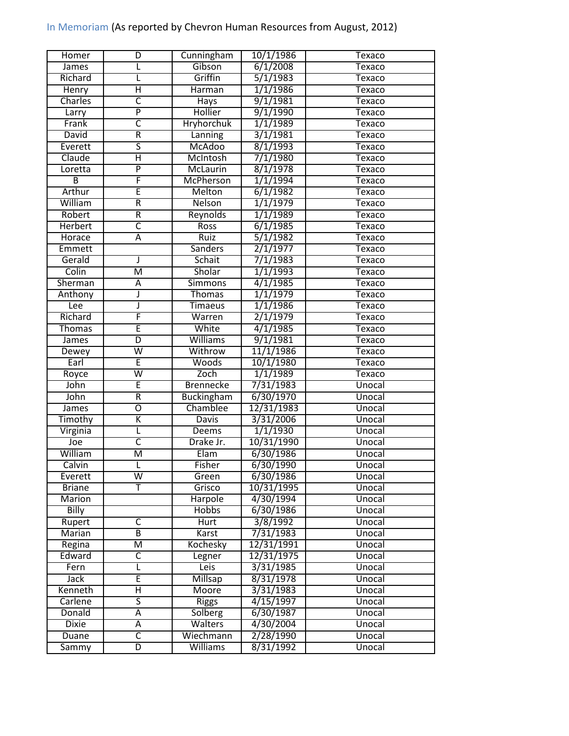In Memoriam (As reported by Chevron Human Resources from August, 2012)

| | | | | |
|---|---|---|---|---|
| Homer | D | Cunningham | 10/1/1986 | Texaco |
| James | L | Gibson | 6/1/2008 | Texaco |
| Richard | L | Griffin | 5/1/1983 | Texaco |
| Henry | H | Harman | 1/1/1986 | Texaco |
| Charles | C | Hays | 9/1/1981 | Texaco |
| Larry | P | Hollier | 9/1/1990 | Texaco |
| Frank | C | Hryhorchuk | 1/1/1989 | Texaco |
| David | R | Lanning | 3/1/1981 | Texaco |
| Everett | S | McAdoo | 8/1/1993 | Texaco |
| Claude | H | McIntosh | 7/1/1980 | Texaco |
| Loretta | P | McLaurin | 8/1/1978 | Texaco |
| B | F | McPherson | 1/1/1994 | Texaco |
| Arthur | E | Melton | 6/1/1982 | Texaco |
| William | R | Nelson | 1/1/1979 | Texaco |
| Robert | R | Reynolds | 1/1/1989 | Texaco |
| Herbert | C | Ross | 6/1/1985 | Texaco |
| Horace | A | Ruiz | 5/1/1982 | Texaco |
| Emmett | | Sanders | 2/1/1977 | Texaco |
| Gerald | J | Schait | 7/1/1983 | Texaco |
| Colin | M | Sholar | 1/1/1993 | Texaco |
| Sherman | A | Simmons | 4/1/1985 | Texaco |
| Anthony | J | Thomas | 1/1/1979 | Texaco |
| Lee | J | Timaeus | 1/1/1986 | Texaco |
| Richard | F | Warren | 2/1/1979 | Texaco |
| Thomas | E | White | 4/1/1985 | Texaco |
| James | D | Williams | 9/1/1981 | Texaco |
| Dewey | W | Withrow | 11/1/1986 | Texaco |
| Earl | E | Woods | 10/1/1980 | Texaco |
| Royce | W | Zoch | 1/1/1989 | Texaco |
| John | E | Brennecke | 7/31/1983 | Unocal |
| John | R | Buckingham | 6/30/1970 | Unocal |
| James | O | Chamblee | 12/31/1983 | Unocal |
| Timothy | K | Davis | 3/31/2006 | Unocal |
| Virginia | L | Deems | 1/1/1930 | Unocal |
| Joe | C | Drake Jr. | 10/31/1990 | Unocal |
| William | M | Elam | 6/30/1986 | Unocal |
| Calvin | L | Fisher | 6/30/1990 | Unocal |
| Everett | W | Green | 6/30/1986 | Unocal |
| Briane | T | Grisco | 10/31/1995 | Unocal |
| Marion | | Harpole | 4/30/1994 | Unocal |
| Billy | | Hobbs | 6/30/1986 | Unocal |
| Rupert | C | Hurt | 3/8/1992 | Unocal |
| Marian | B | Karst | 7/31/1983 | Unocal |
| Regina | M | Kochesky | 12/31/1991 | Unocal |
| Edward | C | Legner | 12/31/1975 | Unocal |
| Fern | L | Leis | 3/31/1985 | Unocal |
| Jack | E | Millsap | 8/31/1978 | Unocal |
| Kenneth | H | Moore | 3/31/1983 | Unocal |
| Carlene | S | Riggs | 4/15/1997 | Unocal |
| Donald | A | Solberg | 6/30/1987 | Unocal |
| Dixie | A | Walters | 4/30/2004 | Unocal |
| Duane | C | Wiechmann | 2/28/1990 | Unocal |
| Sammy | D | Williams | 8/31/1992 | Unocal |